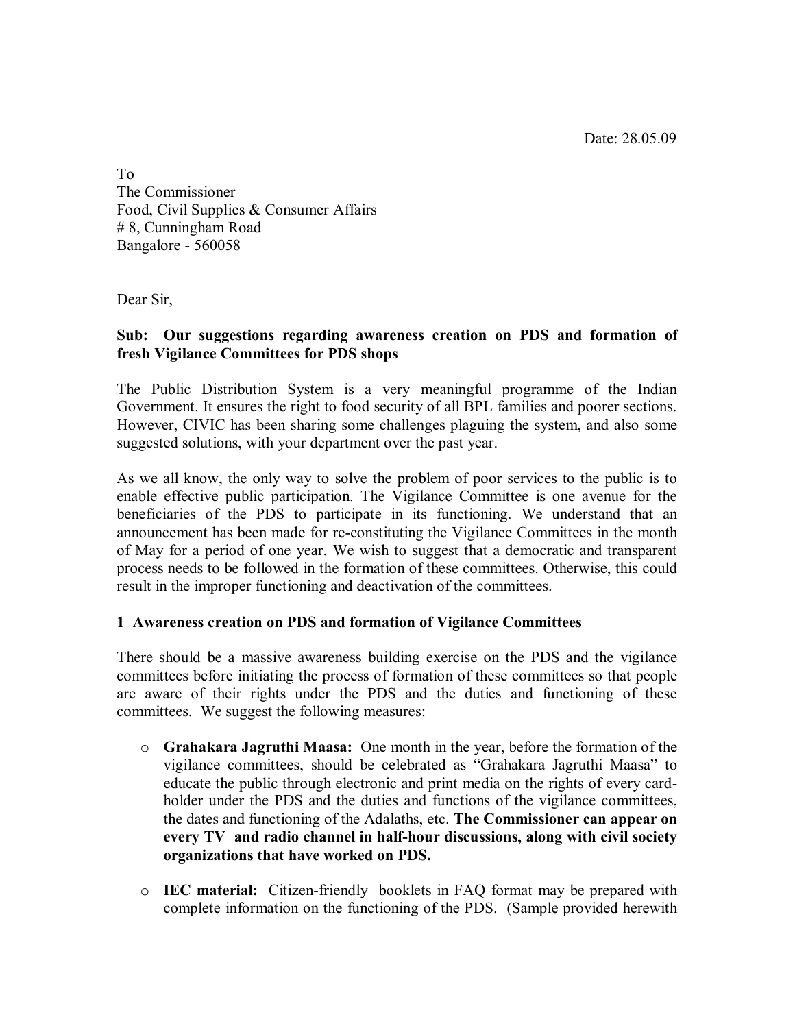Date: 28.05.09

To
The Commissioner
Food, Civil Supplies & Consumer Affairs
# 8, Cunningham Road
Bangalore - 560058

Dear Sir,

**Sub: Our suggestions regarding awareness creation on PDS and formation of fresh Vigilance Committees for PDS shops**

The Public Distribution System is a very meaningful programme of the Indian Government. It ensures the right to food security of all BPL families and poorer sections. However, CIVIC has been sharing some challenges plaguing the system, and also some suggested solutions, with your department over the past year.

As we all know, the only way to solve the problem of poor services to the public is to enable effective public participation. The Vigilance Committee is one avenue for the beneficiaries of the PDS to participate in its functioning. We understand that an announcement has been made for re-constituting the Vigilance Committees in the month of May for a period of one year. We wish to suggest that a democratic and transparent process needs to be followed in the formation of these committees. Otherwise, this could result in the improper functioning and deactivation of the committees.

## 1 Awareness creation on PDS and formation of Vigilance Committees

There should be a massive awareness building exercise on the PDS and the vigilance committees before initiating the process of formation of these committees so that people are aware of their rights under the PDS and the duties and functioning of these committees. We suggest the following measures:

- **Grahakara Jagruthi Maasa:** One month in the year, before the formation of the vigilance committees, should be celebrated as "Grahakara Jagruthi Maasa" to educate the public through electronic and print media on the rights of every card-holder under the PDS and the duties and functions of the vigilance committees, the dates and functioning of the Adalaths, etc. **The Commissioner can appear on every TV and radio channel in half-hour discussions, along with civil society organizations that have worked on PDS.**

- **IEC material:** Citizen-friendly booklets in FAQ format may be prepared with complete information on the functioning of the PDS. (Sample provided herewith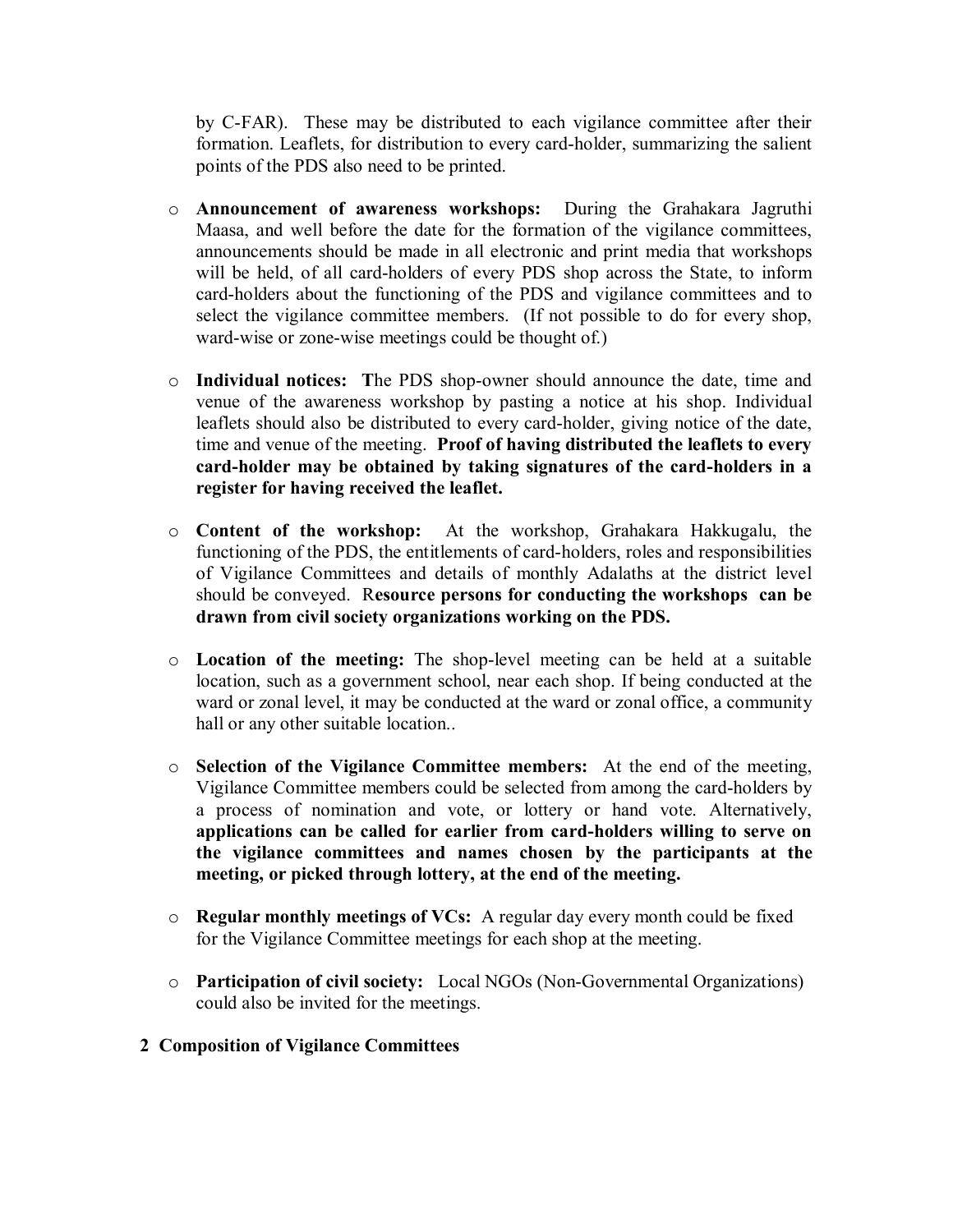by C-FAR). These may be distributed to each vigilance committee after their formation. Leaflets, for distribution to every card-holder, summarizing the salient points of the PDS also need to be printed.

- **Announcement of awareness workshops:** During the Grahakara Jagruthi Maasa, and well before the date for the formation of the vigilance committees, announcements should be made in all electronic and print media that workshops will be held, of all card-holders of every PDS shop across the State, to inform card-holders about the functioning of the PDS and vigilance committees and to select the vigilance committee members. (If not possible to do for every shop, ward-wise or zone-wise meetings could be thought of.)

- **Individual notices: T**he PDS shop-owner should announce the date, time and venue of the awareness workshop by pasting a notice at his shop. Individual leaflets should also be distributed to every card-holder, giving notice of the date, time and venue of the meeting. **Proof of having distributed the leaflets to every card-holder may be obtained by taking signatures of the card-holders in a register for having received the leaflet.**

- **Content of the workshop:** At the workshop, Grahakara Hakkugalu, the functioning of the PDS, the entitlements of card-holders, roles and responsibilities of Vigilance Committees and details of monthly Adalaths at the district level should be conveyed. R**esource persons for conducting the workshops can be drawn from civil society organizations working on the PDS.**

- **Location of the meeting:** The shop-level meeting can be held at a suitable location, such as a government school, near each shop. If being conducted at the ward or zonal level, it may be conducted at the ward or zonal office, a community hall or any other suitable location..

- **Selection of the Vigilance Committee members:** At the end of the meeting, Vigilance Committee members could be selected from among the card-holders by a process of nomination and vote, or lottery or hand vote. Alternatively, **applications can be called for earlier from card-holders willing to serve on the vigilance committees and names chosen by the participants at the meeting, or picked through lottery, at the end of the meeting.**

- **Regular monthly meetings of VCs:** A regular day every month could be fixed for the Vigilance Committee meetings for each shop at the meeting.

- **Participation of civil society:** Local NGOs (Non-Governmental Organizations) could also be invited for the meetings.

## 2 Composition of Vigilance Committees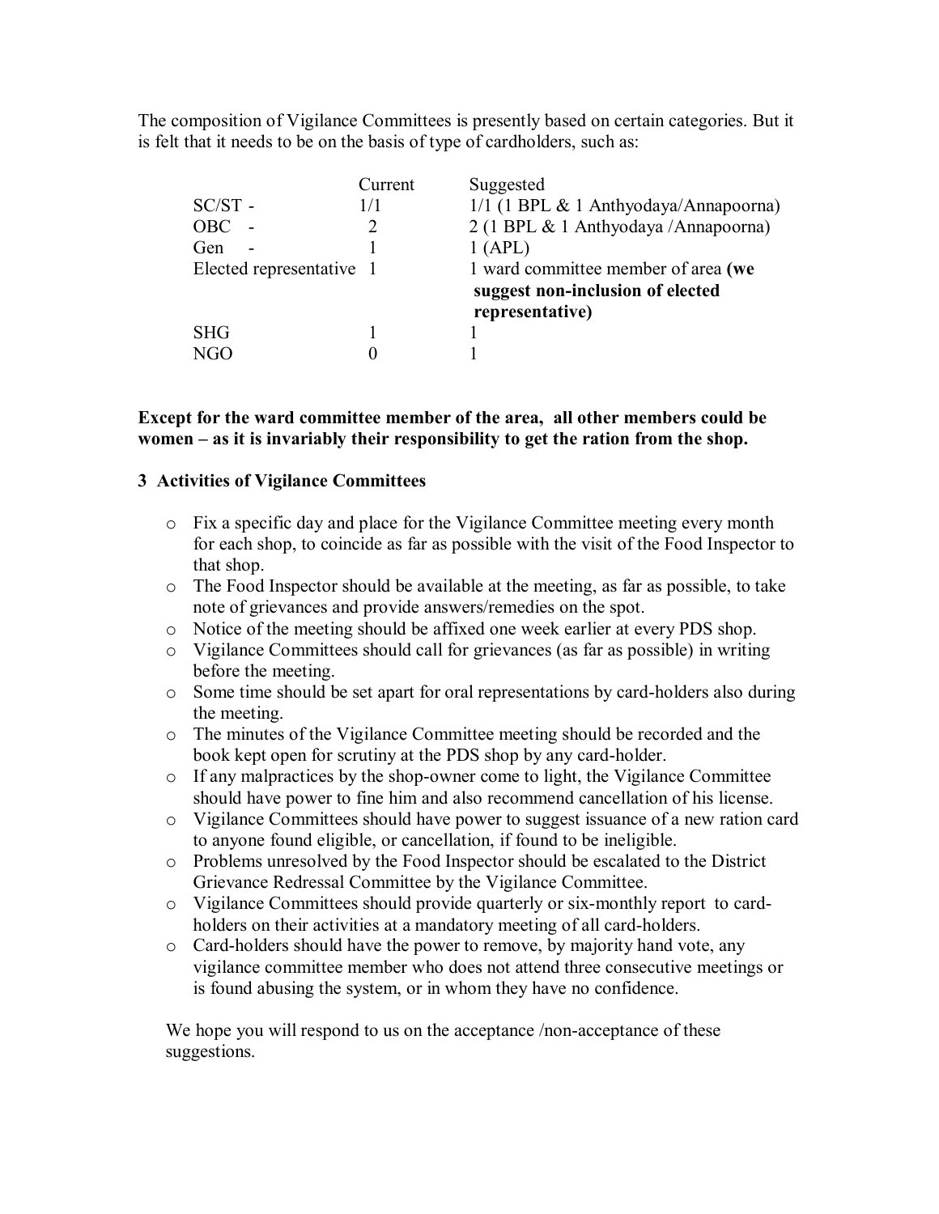The composition of Vigilance Committees is presently based on certain categories. But it is felt that it needs to be on the basis of type of cardholders, such as:

| | Current | Suggested |
|---|---|---|
| SC/ST - | 1/1 | 1/1 (1 BPL & 1 Anthyodaya/Annapoorna) |
| OBC - | 2 | 2 (1 BPL & 1 Anthyodaya /Annapoorna) |
| Gen - | 1 | 1 (APL) |
| Elected representative | 1 | 1 ward committee member of area **(we suggest non-inclusion of elected representative)** |
| SHG | 1 | 1 |
| NGO | 0 | 1 |

**Except for the ward committee member of the area, all other members could be women – as it is invariably their responsibility to get the ration from the shop.**

### 3 Activities of Vigilance Committees

- Fix a specific day and place for the Vigilance Committee meeting every month for each shop, to coincide as far as possible with the visit of the Food Inspector to that shop.
- The Food Inspector should be available at the meeting, as far as possible, to take note of grievances and provide answers/remedies on the spot.
- Notice of the meeting should be affixed one week earlier at every PDS shop.
- Vigilance Committees should call for grievances (as far as possible) in writing before the meeting.
- Some time should be set apart for oral representations by card-holders also during the meeting.
- The minutes of the Vigilance Committee meeting should be recorded and the book kept open for scrutiny at the PDS shop by any card-holder.
- If any malpractices by the shop-owner come to light, the Vigilance Committee should have power to fine him and also recommend cancellation of his license.
- Vigilance Committees should have power to suggest issuance of a new ration card to anyone found eligible, or cancellation, if found to be ineligible.
- Problems unresolved by the Food Inspector should be escalated to the District Grievance Redressal Committee by the Vigilance Committee.
- Vigilance Committees should provide quarterly or six-monthly report to card-holders on their activities at a mandatory meeting of all card-holders.
- Card-holders should have the power to remove, by majority hand vote, any vigilance committee member who does not attend three consecutive meetings or is found abusing the system, or in whom they have no confidence.

We hope you will respond to us on the acceptance /non-acceptance of these suggestions.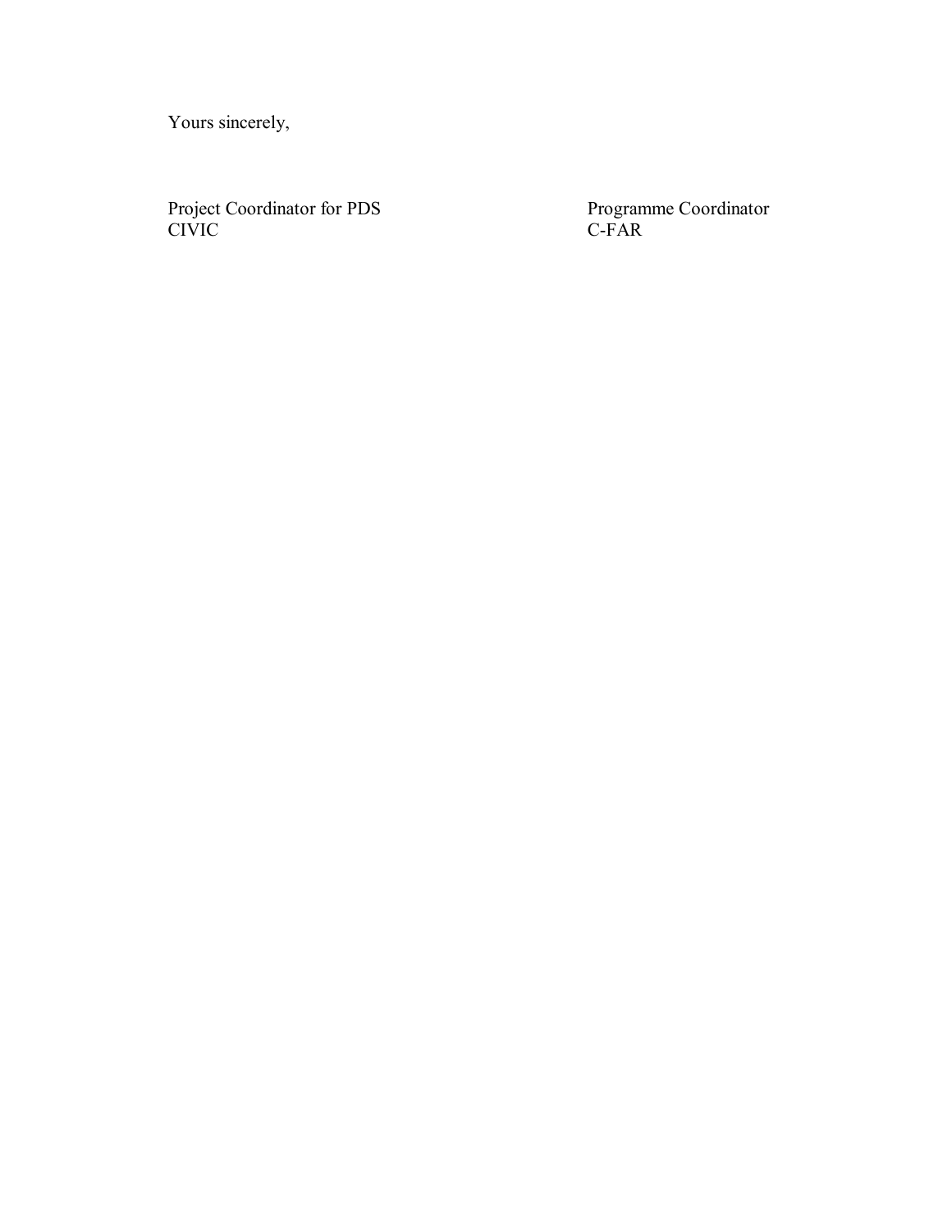Yours sincerely,

Project Coordinator for PDS
CIVIC

Programme Coordinator
C-FAR